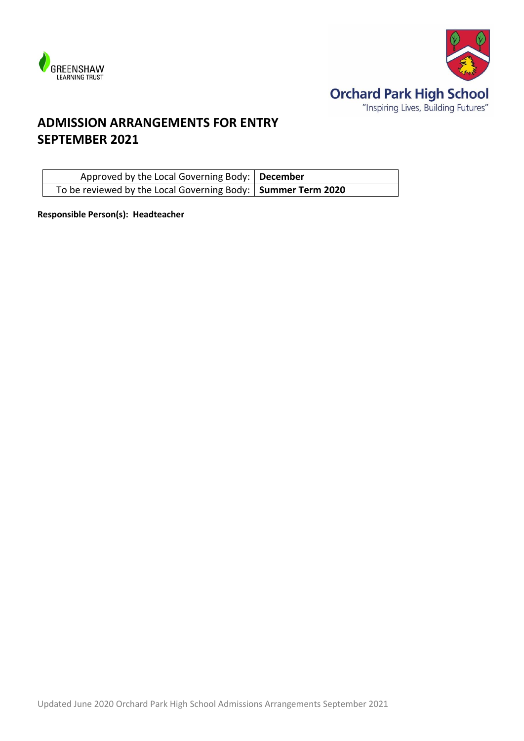GREENSHAW
LEARNING TRUST

Orchard Park High School
"Inspiring Lives, Building Futures"

# ADMISSION ARRANGEMENTS FOR ENTRY SEPTEMBER 2021

| | |
|---|---|
| Approved by the Local Governing Body: | **December** |
| To be reviewed by the Local Governing Body: | **Summer Term 2020** |

**Responsible Person(s): Headteacher**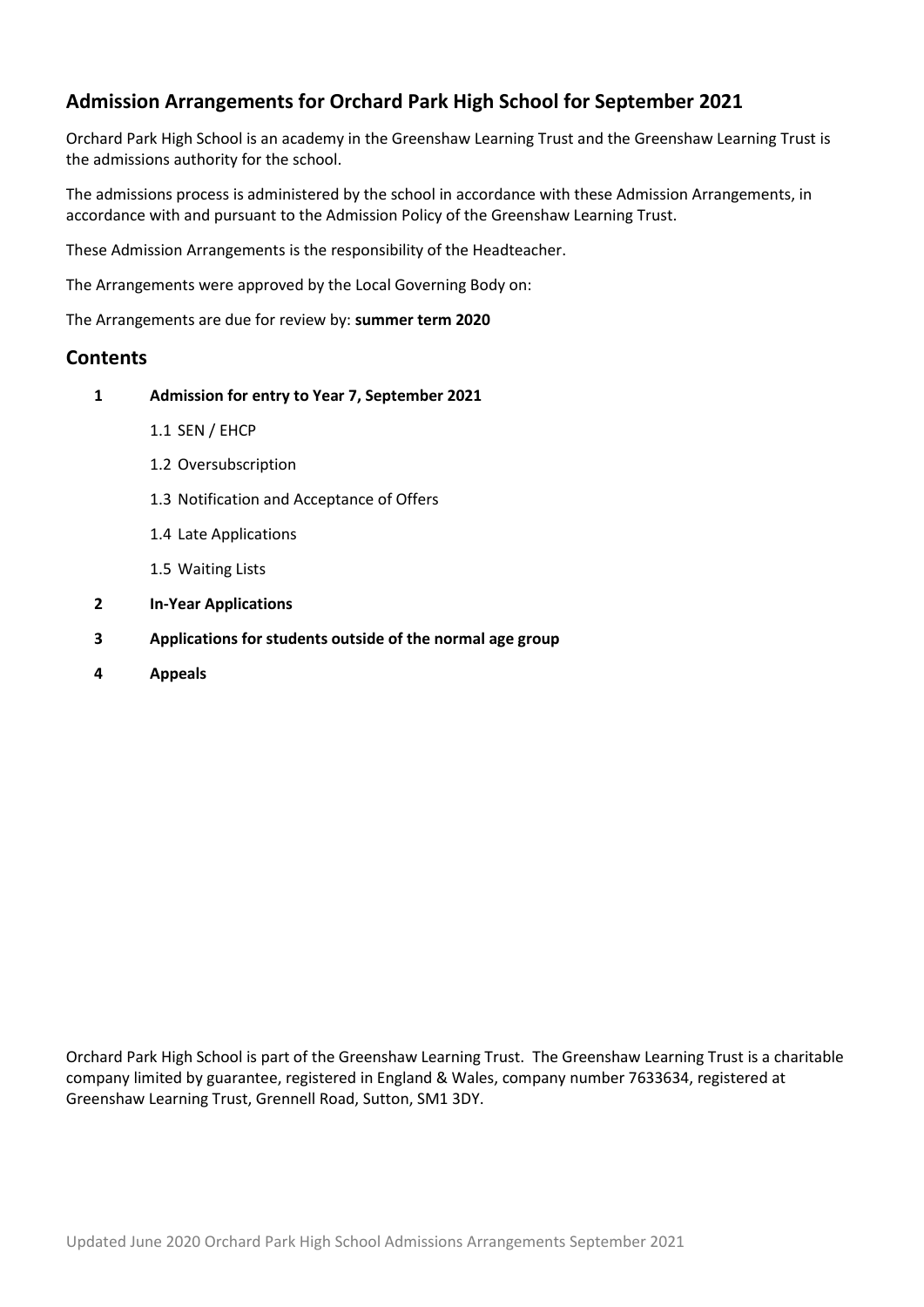## Admission Arrangements for Orchard Park High School for September 2021

Orchard Park High School is an academy in the Greenshaw Learning Trust and the Greenshaw Learning Trust is the admissions authority for the school.

The admissions process is administered by the school in accordance with these Admission Arrangements, in accordance with and pursuant to the Admission Policy of the Greenshaw Learning Trust.

These Admission Arrangements is the responsibility of the Headteacher.

The Arrangements were approved by the Local Governing Body on:

The Arrangements are due for review by: **summer term 2020**

## Contents

- **1 Admission for entry to Year 7, September 2021**
  - 1.1 SEN / EHCP
  - 1.2 Oversubscription
  - 1.3 Notification and Acceptance of Offers
  - 1.4 Late Applications
  - 1.5 Waiting Lists
- **2 In-Year Applications**
- **3 Applications for students outside of the normal age group**
- **4 Appeals**

Orchard Park High School is part of the Greenshaw Learning Trust. The Greenshaw Learning Trust is a charitable company limited by guarantee, registered in England & Wales, company number 7633634, registered at Greenshaw Learning Trust, Grennell Road, Sutton, SM1 3DY.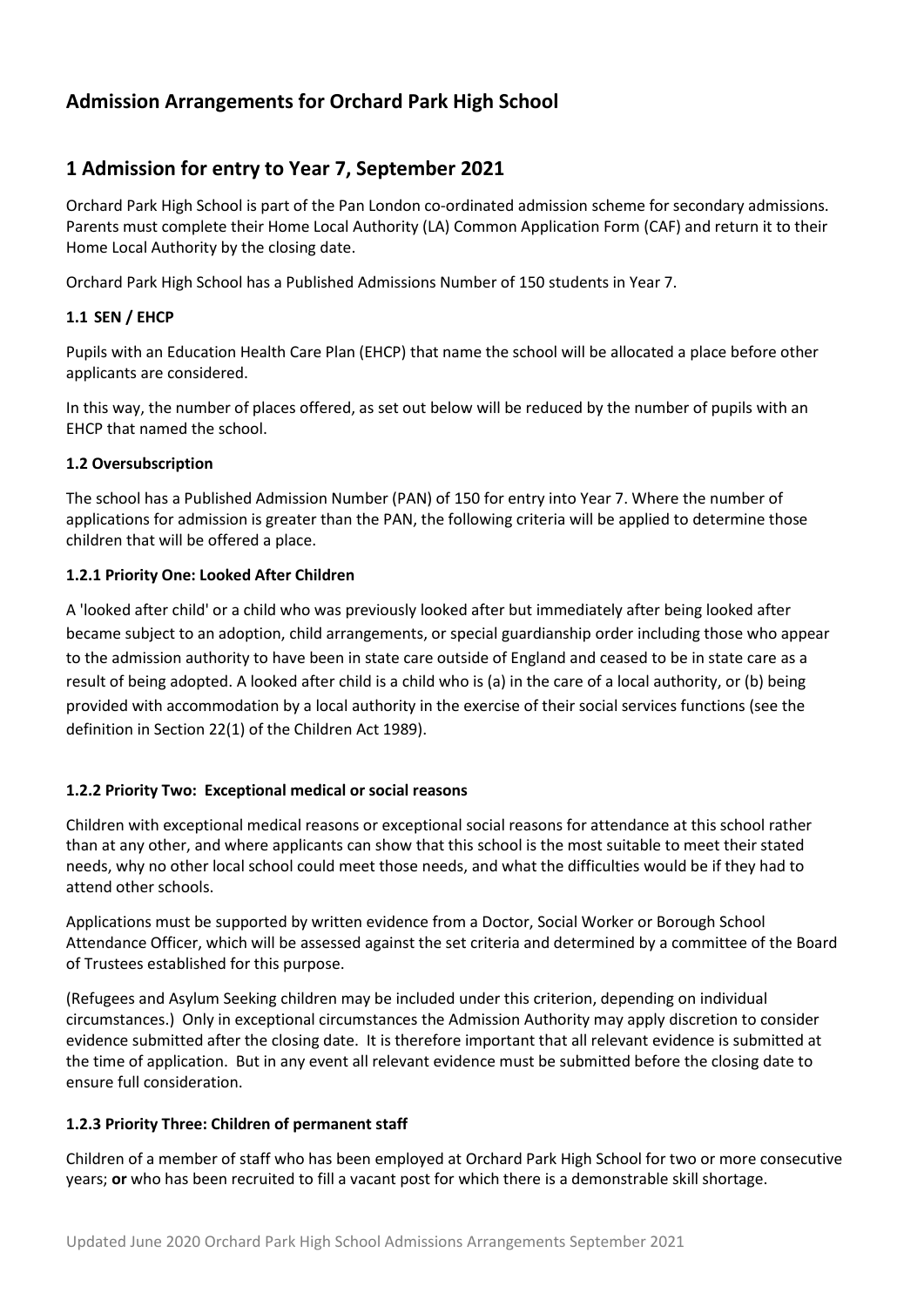# Admission Arrangements for Orchard Park High School

## 1 Admission for entry to Year 7, September 2021

Orchard Park High School is part of the Pan London co-ordinated admission scheme for secondary admissions. Parents must complete their Home Local Authority (LA) Common Application Form (CAF) and return it to their Home Local Authority by the closing date.

Orchard Park High School has a Published Admissions Number of 150 students in Year 7.

### 1.1 SEN / EHCP

Pupils with an Education Health Care Plan (EHCP) that name the school will be allocated a place before other applicants are considered.

In this way, the number of places offered, as set out below will be reduced by the number of pupils with an EHCP that named the school.

### 1.2 Oversubscription

The school has a Published Admission Number (PAN) of 150 for entry into Year 7. Where the number of applications for admission is greater than the PAN, the following criteria will be applied to determine those children that will be offered a place.

#### 1.2.1 Priority One: Looked After Children

A 'looked after child' or a child who was previously looked after but immediately after being looked after became subject to an adoption, child arrangements, or special guardianship order including those who appear to the admission authority to have been in state care outside of England and ceased to be in state care as a result of being adopted. A looked after child is a child who is (a) in the care of a local authority, or (b) being provided with accommodation by a local authority in the exercise of their social services functions (see the definition in Section 22(1) of the Children Act 1989).

#### 1.2.2 Priority Two: Exceptional medical or social reasons

Children with exceptional medical reasons or exceptional social reasons for attendance at this school rather than at any other, and where applicants can show that this school is the most suitable to meet their stated needs, why no other local school could meet those needs, and what the difficulties would be if they had to attend other schools.

Applications must be supported by written evidence from a Doctor, Social Worker or Borough School Attendance Officer, which will be assessed against the set criteria and determined by a committee of the Board of Trustees established for this purpose.

(Refugees and Asylum Seeking children may be included under this criterion, depending on individual circumstances.) Only in exceptional circumstances the Admission Authority may apply discretion to consider evidence submitted after the closing date. It is therefore important that all relevant evidence is submitted at the time of application. But in any event all relevant evidence must be submitted before the closing date to ensure full consideration.

#### 1.2.3 Priority Three: Children of permanent staff

Children of a member of staff who has been employed at Orchard Park High School for two or more consecutive years; **or** who has been recruited to fill a vacant post for which there is a demonstrable skill shortage.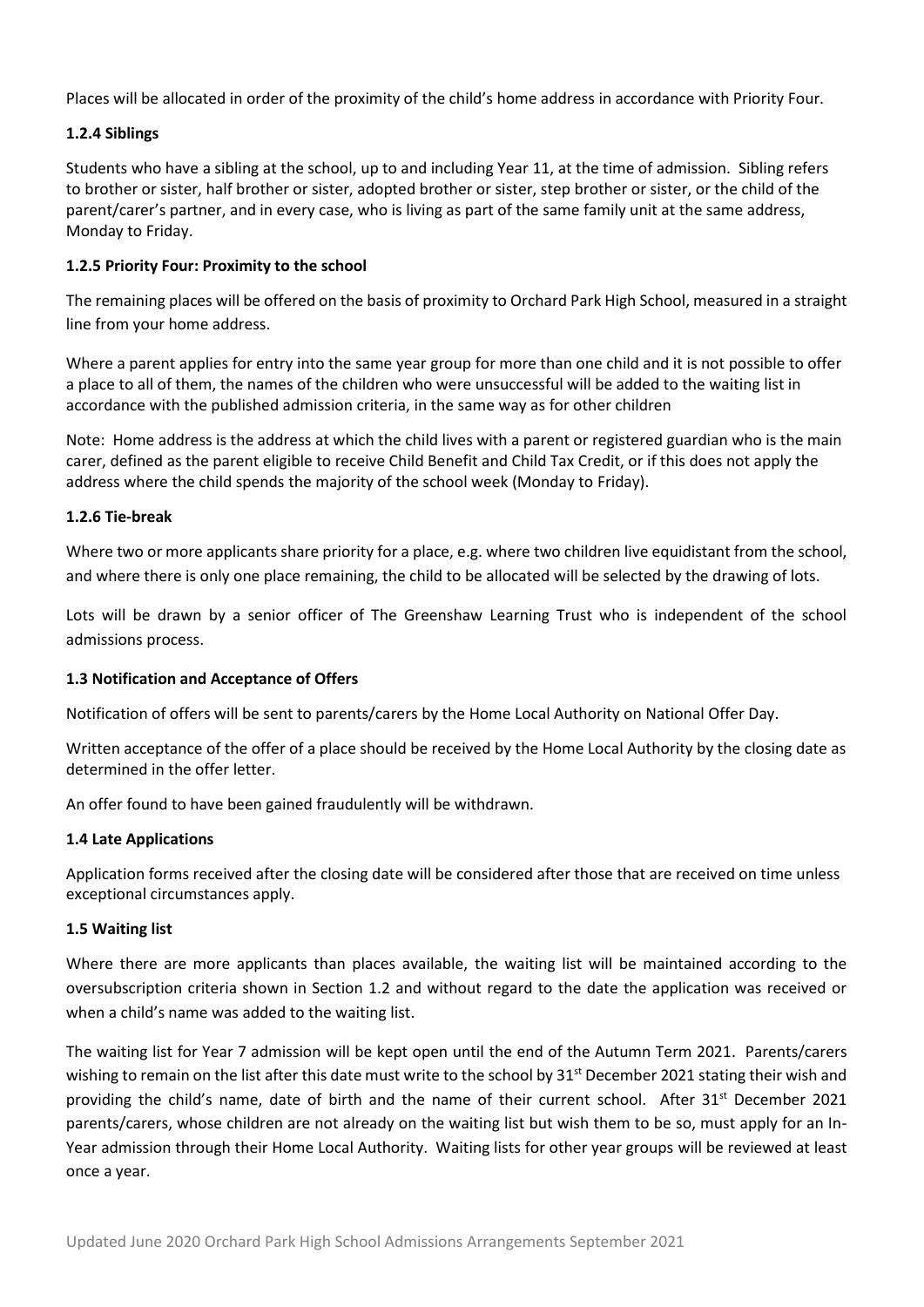Places will be allocated in order of the proximity of the child's home address in accordance with Priority Four.

### 1.2.4 Siblings

Students who have a sibling at the school, up to and including Year 11, at the time of admission. Sibling refers to brother or sister, half brother or sister, adopted brother or sister, step brother or sister, or the child of the parent/carer's partner, and in every case, who is living as part of the same family unit at the same address, Monday to Friday.

### 1.2.5 Priority Four: Proximity to the school

The remaining places will be offered on the basis of proximity to Orchard Park High School, measured in a straight line from your home address.

Where a parent applies for entry into the same year group for more than one child and it is not possible to offer a place to all of them, the names of the children who were unsuccessful will be added to the waiting list in accordance with the published admission criteria, in the same way as for other children

Note: Home address is the address at which the child lives with a parent or registered guardian who is the main carer, defined as the parent eligible to receive Child Benefit and Child Tax Credit, or if this does not apply the address where the child spends the majority of the school week (Monday to Friday).

### 1.2.6 Tie-break

Where two or more applicants share priority for a place, e.g. where two children live equidistant from the school, and where there is only one place remaining, the child to be allocated will be selected by the drawing of lots.

Lots will be drawn by a senior officer of The Greenshaw Learning Trust who is independent of the school admissions process.

### 1.3 Notification and Acceptance of Offers

Notification of offers will be sent to parents/carers by the Home Local Authority on National Offer Day.

Written acceptance of the offer of a place should be received by the Home Local Authority by the closing date as determined in the offer letter.

An offer found to have been gained fraudulently will be withdrawn.

### 1.4 Late Applications

Application forms received after the closing date will be considered after those that are received on time unless exceptional circumstances apply.

### 1.5 Waiting list

Where there are more applicants than places available, the waiting list will be maintained according to the oversubscription criteria shown in Section 1.2 and without regard to the date the application was received or when a child's name was added to the waiting list.

The waiting list for Year 7 admission will be kept open until the end of the Autumn Term 2021. Parents/carers wishing to remain on the list after this date must write to the school by 31st December 2021 stating their wish and providing the child's name, date of birth and the name of their current school. After 31st December 2021 parents/carers, whose children are not already on the waiting list but wish them to be so, must apply for an In-Year admission through their Home Local Authority. Waiting lists for other year groups will be reviewed at least once a year.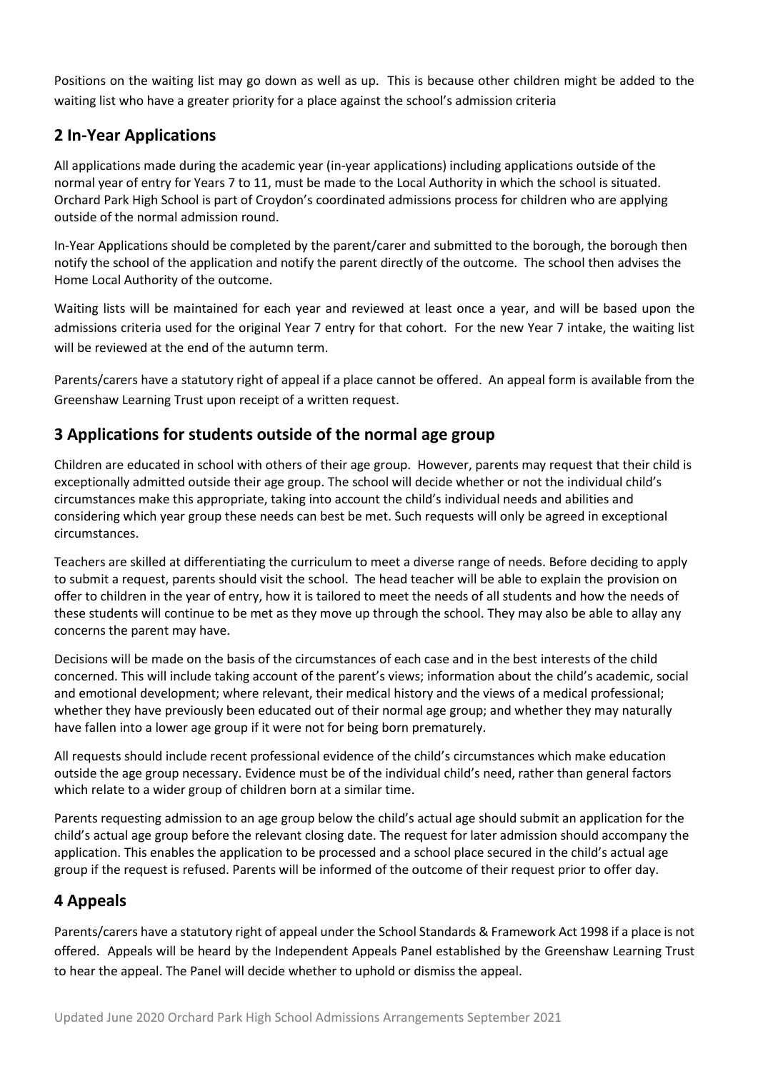Positions on the waiting list may go down as well as up. This is because other children might be added to the waiting list who have a greater priority for a place against the school's admission criteria

## 2 In-Year Applications

All applications made during the academic year (in-year applications) including applications outside of the normal year of entry for Years 7 to 11, must be made to the Local Authority in which the school is situated. Orchard Park High School is part of Croydon's coordinated admissions process for children who are applying outside of the normal admission round.

In-Year Applications should be completed by the parent/carer and submitted to the borough, the borough then notify the school of the application and notify the parent directly of the outcome. The school then advises the Home Local Authority of the outcome.

Waiting lists will be maintained for each year and reviewed at least once a year, and will be based upon the admissions criteria used for the original Year 7 entry for that cohort. For the new Year 7 intake, the waiting list will be reviewed at the end of the autumn term.

Parents/carers have a statutory right of appeal if a place cannot be offered. An appeal form is available from the Greenshaw Learning Trust upon receipt of a written request.

## 3 Applications for students outside of the normal age group

Children are educated in school with others of their age group. However, parents may request that their child is exceptionally admitted outside their age group. The school will decide whether or not the individual child's circumstances make this appropriate, taking into account the child's individual needs and abilities and considering which year group these needs can best be met. Such requests will only be agreed in exceptional circumstances.

Teachers are skilled at differentiating the curriculum to meet a diverse range of needs. Before deciding to apply to submit a request, parents should visit the school. The head teacher will be able to explain the provision on offer to children in the year of entry, how it is tailored to meet the needs of all students and how the needs of these students will continue to be met as they move up through the school. They may also be able to allay any concerns the parent may have.

Decisions will be made on the basis of the circumstances of each case and in the best interests of the child concerned. This will include taking account of the parent's views; information about the child's academic, social and emotional development; where relevant, their medical history and the views of a medical professional; whether they have previously been educated out of their normal age group; and whether they may naturally have fallen into a lower age group if it were not for being born prematurely.

All requests should include recent professional evidence of the child's circumstances which make education outside the age group necessary. Evidence must be of the individual child's need, rather than general factors which relate to a wider group of children born at a similar time.

Parents requesting admission to an age group below the child's actual age should submit an application for the child's actual age group before the relevant closing date. The request for later admission should accompany the application. This enables the application to be processed and a school place secured in the child's actual age group if the request is refused. Parents will be informed of the outcome of their request prior to offer day.

## 4 Appeals

Parents/carers have a statutory right of appeal under the School Standards & Framework Act 1998 if a place is not offered. Appeals will be heard by the Independent Appeals Panel established by the Greenshaw Learning Trust to hear the appeal. The Panel will decide whether to uphold or dismiss the appeal.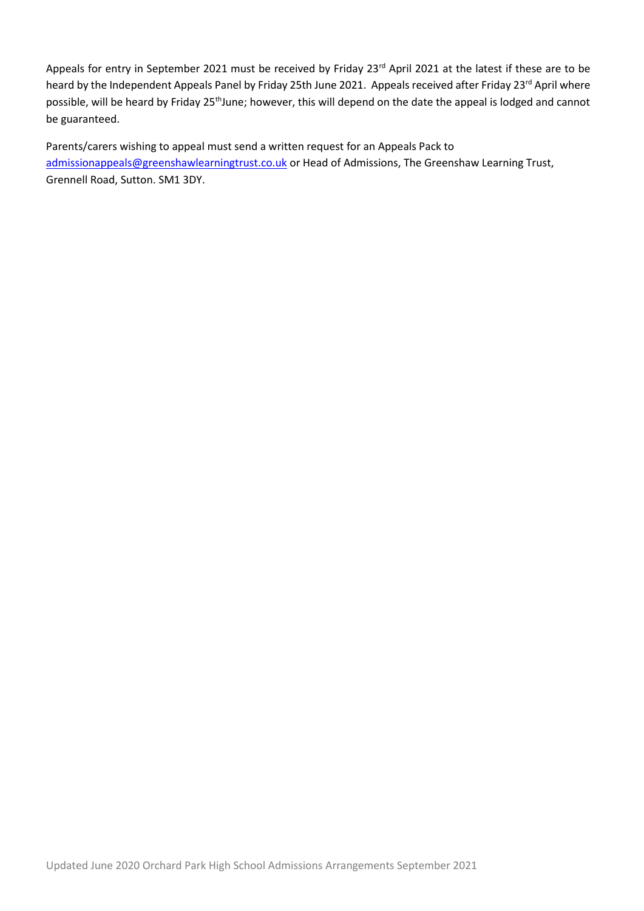Appeals for entry in September 2021 must be received by Friday 23rd April 2021 at the latest if these are to be heard by the Independent Appeals Panel by Friday 25th June 2021. Appeals received after Friday 23rd April where possible, will be heard by Friday 25thJune; however, this will depend on the date the appeal is lodged and cannot be guaranteed.

Parents/carers wishing to appeal must send a written request for an Appeals Pack to admissionappeals@greenshawlearningtrust.co.uk or Head of Admissions, The Greenshaw Learning Trust, Grennell Road, Sutton. SM1 3DY.